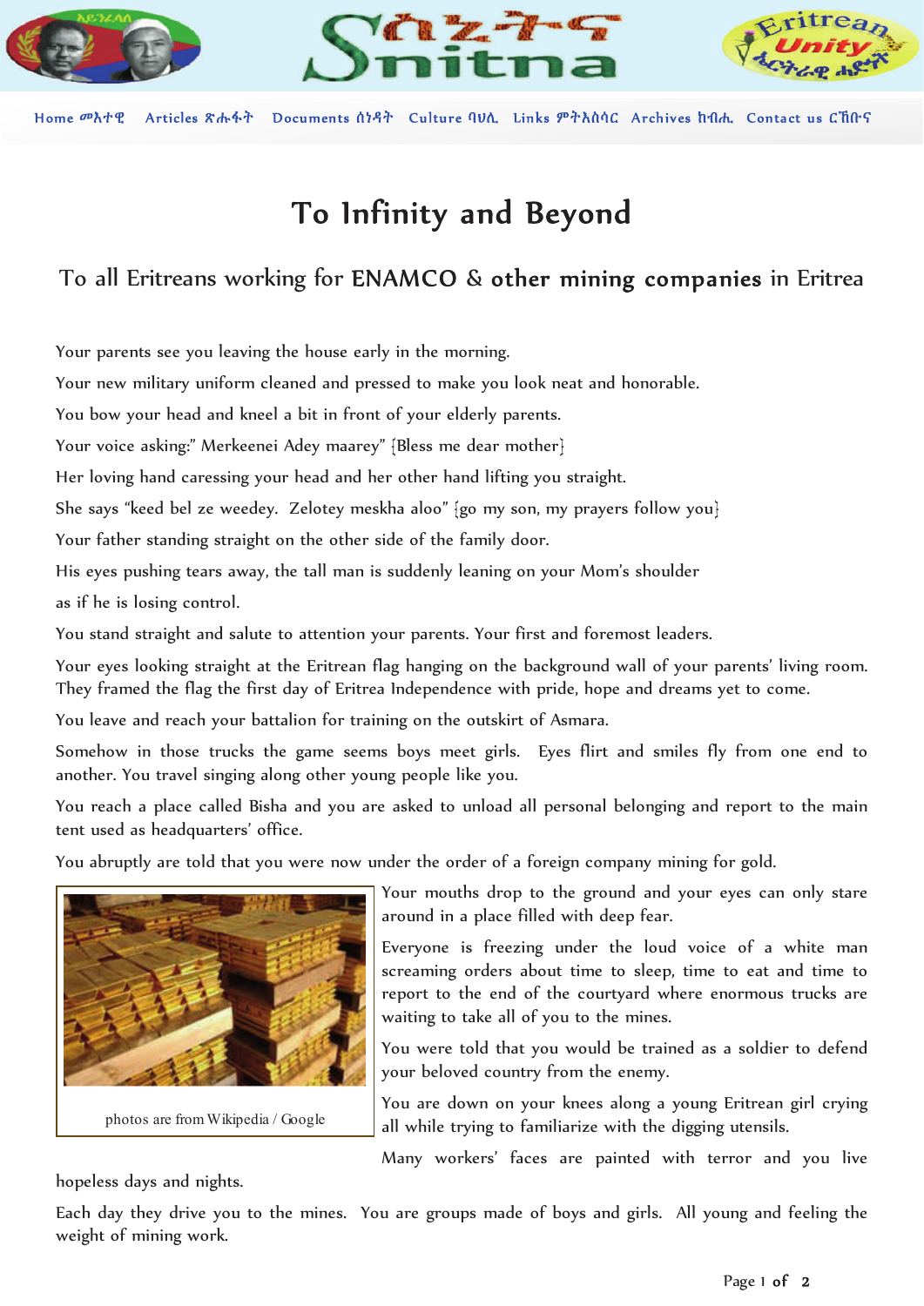Home መእተዊ Articles ጽሑፋት Documents ሰነዳት Culture ባህሊ Links ምትእስሳር Archives ክብሒ Contact us ርኽቡና

# To Infinity and Beyond

## To all Eritreans working for ENAMCO & **other mining companies** in Eritrea

Your parents see you leaving the house early in the morning.

Your new military uniform cleaned and pressed to make you look neat and honorable.

You bow your head and kneel a bit in front of your elderly parents.

Your voice asking:" Merkeenei Adey maarey" {Bless me dear mother}

Her loving hand caressing your head and her other hand lifting you straight.

She says "keed bel ze weedey. Zelotey meskha aloo" {go my son, my prayers follow you}

Your father standing straight on the other side of the family door.

His eyes pushing tears away, the tall man is suddenly leaning on your Mom's shoulder as if he is losing control.

You stand straight and salute to attention your parents. Your first and foremost leaders.

Your eyes looking straight at the Eritrean flag hanging on the background wall of your parents' living room. They framed the flag the first day of Eritrea Independence with pride, hope and dreams yet to come.

You leave and reach your battalion for training on the outskirt of Asmara.

Somehow in those trucks the game seems boys meet girls. Eyes flirt and smiles fly from one end to another. You travel singing along other young people like you.

You reach a place called Bisha and you are asked to unload all personal belonging and report to the main tent used as headquarters' office.

You abruptly are told that you were now under the order of a foreign company mining for gold.

photos are from Wikipedia / Google

Your mouths drop to the ground and your eyes can only stare around in a place filled with deep fear.

Everyone is freezing under the loud voice of a white man screaming orders about time to sleep, time to eat and time to report to the end of the courtyard where enormous trucks are waiting to take all of you to the mines.

You were told that you would be trained as a soldier to defend your beloved country from the enemy.

You are down on your knees along a young Eritrean girl crying all while trying to familiarize with the digging utensils.

Many workers' faces are painted with terror and you live hopeless days and nights.

Each day they drive you to the mines. You are groups made of boys and girls. All young and feeling the weight of mining work.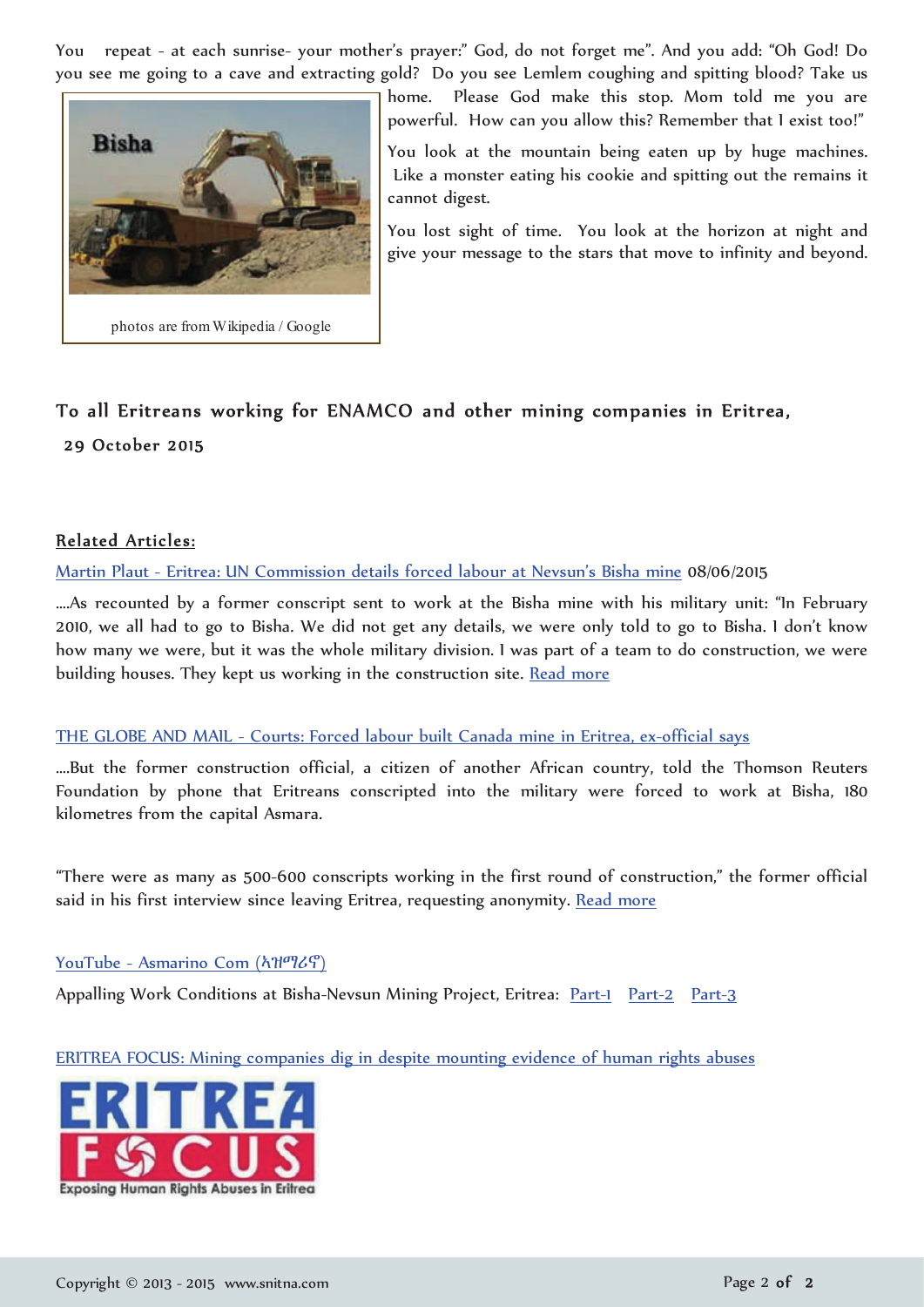You repeat - at each sunrise- your mother's prayer:" God, do not forget me". And you add: "Oh God! Do you see me going to a cave and extracting gold? Do you see Lemlem coughing and spitting blood? Take us home. Please God make this stop. Mom told me you are powerful. How can you allow this? Remember that I exist too!"

You look at the mountain being eaten up by huge machines. Like a monster eating his cookie and spitting out the remains it cannot digest.

You lost sight of time. You look at the horizon at night and give your message to the stars that move to infinity and beyond.

Bisha

photos are from Wikipedia / Google

**To all Eritreans working for ENAMCO and other mining companies in Eritrea,**

**29 October 2015**

## Related Articles:

Martin Plaut - Eritrea: UN Commission details forced labour at Nevsun's Bisha mine 08/06/2015

....As recounted by a former conscript sent to work at the Bisha mine with his military unit: "In February 2010, we all had to go to Bisha. We did not get any details, we were only told to go to Bisha. I don't know how many we were, but it was the whole military division. I was part of a team to do construction, we were building houses. They kept us working in the construction site. Read more

THE GLOBE AND MAIL - Courts: Forced labour built Canada mine in Eritrea, ex-official says

....But the former construction official, a citizen of another African country, told the Thomson Reuters Foundation by phone that Eritreans conscripted into the military were forced to work at Bisha, 180 kilometres from the capital Asmara.

"There were as many as 500-600 conscripts working in the first round of construction," the former official said in his first interview since leaving Eritrea, requesting anonymity. Read more

YouTube - Asmarino Com (ኣዝማሪኖ)

Appalling Work Conditions at Bisha-Nevsun Mining Project, Eritrea: Part-1 Part-2 Part-3

ERITREA FOCUS: Mining companies dig in despite mounting evidence of human rights abuses

ERITREA FOCUS

Exposing Human Rights Abuses in Eritrea

Copyright © 2013 - 2015 www.snitna.com